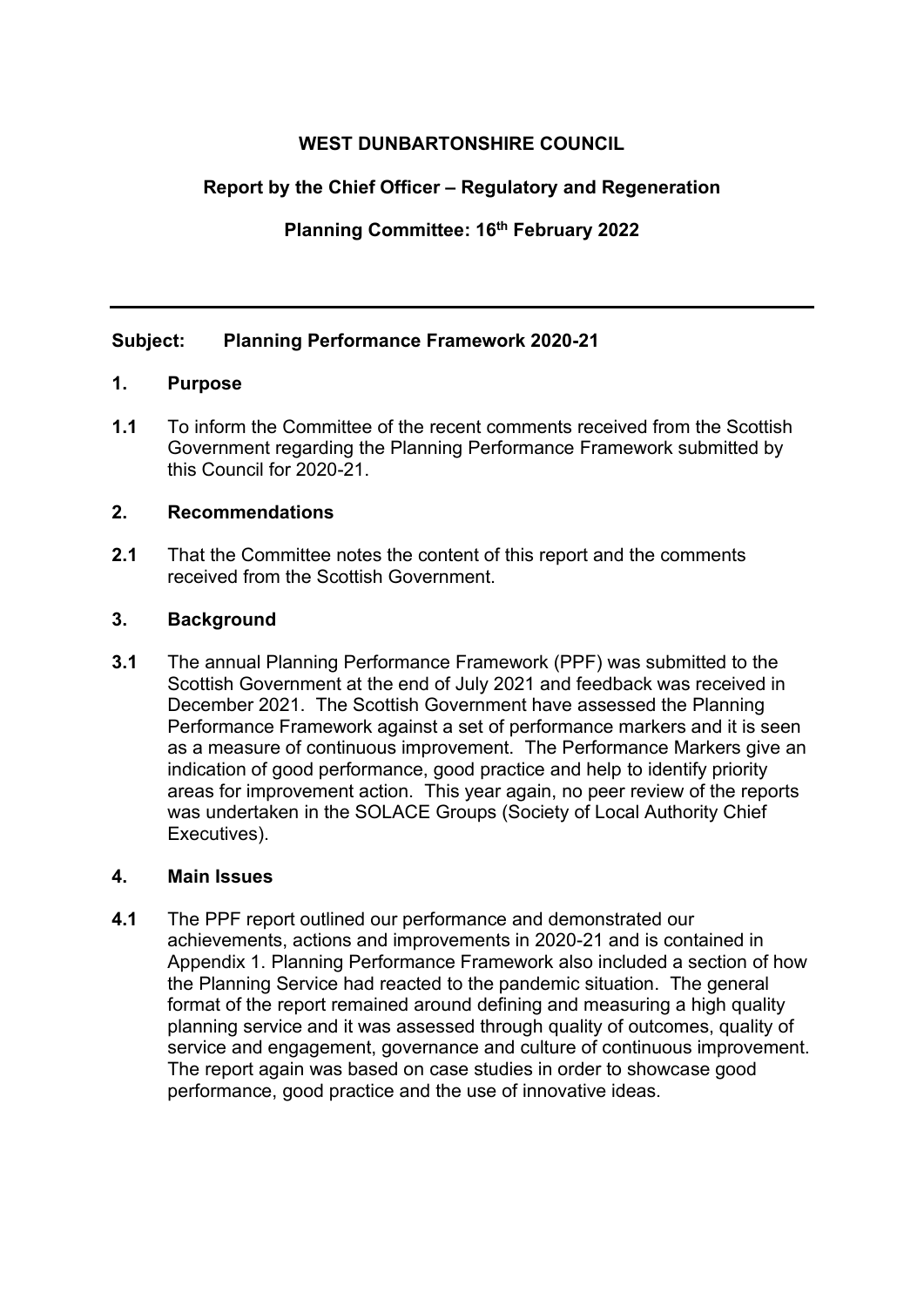**WEST DUNBARTONSHIRE COUNCIL**

**Report by the Chief Officer – Regulatory and Regeneration**

**Planning Committee: 16th February 2022**

---

**Subject: Planning Performance Framework 2020-21**

## 1. Purpose

**1.1** To inform the Committee of the recent comments received from the Scottish Government regarding the Planning Performance Framework submitted by this Council for 2020-21.

## 2. Recommendations

**2.1** That the Committee notes the content of this report and the comments received from the Scottish Government.

## 3. Background

**3.1** The annual Planning Performance Framework (PPF) was submitted to the Scottish Government at the end of July 2021 and feedback was received in December 2021. The Scottish Government have assessed the Planning Performance Framework against a set of performance markers and it is seen as a measure of continuous improvement. The Performance Markers give an indication of good performance, good practice and help to identify priority areas for improvement action. This year again, no peer review of the reports was undertaken in the SOLACE Groups (Society of Local Authority Chief Executives).

## 4. Main Issues

**4.1** The PPF report outlined our performance and demonstrated our achievements, actions and improvements in 2020-21 and is contained in Appendix 1. Planning Performance Framework also included a section of how the Planning Service had reacted to the pandemic situation. The general format of the report remained around defining and measuring a high quality planning service and it was assessed through quality of outcomes, quality of service and engagement, governance and culture of continuous improvement. The report again was based on case studies in order to showcase good performance, good practice and the use of innovative ideas.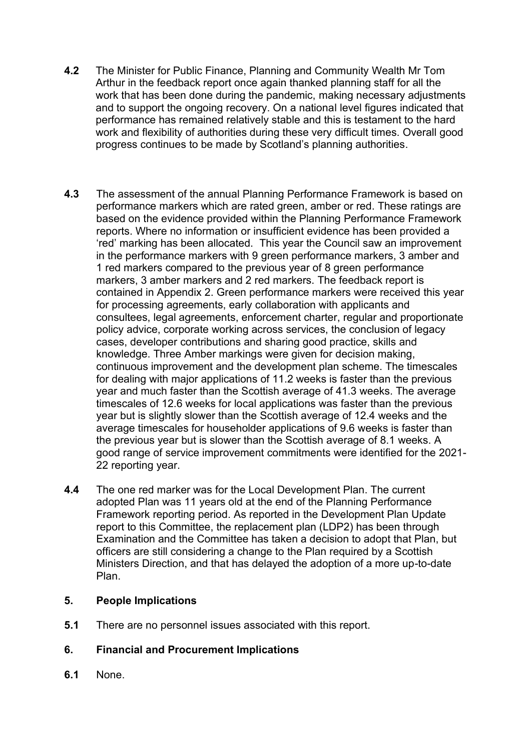**4.2** The Minister for Public Finance, Planning and Community Wealth Mr Tom Arthur in the feedback report once again thanked planning staff for all the work that has been done during the pandemic, making necessary adjustments and to support the ongoing recovery. On a national level figures indicated that performance has remained relatively stable and this is testament to the hard work and flexibility of authorities during these very difficult times. Overall good progress continues to be made by Scotland's planning authorities.

**4.3** The assessment of the annual Planning Performance Framework is based on performance markers which are rated green, amber or red. These ratings are based on the evidence provided within the Planning Performance Framework reports. Where no information or insufficient evidence has been provided a 'red' marking has been allocated. This year the Council saw an improvement in the performance markers with 9 green performance markers, 3 amber and 1 red markers compared to the previous year of 8 green performance markers, 3 amber markers and 2 red markers. The feedback report is contained in Appendix 2. Green performance markers were received this year for processing agreements, early collaboration with applicants and consultees, legal agreements, enforcement charter, regular and proportionate policy advice, corporate working across services, the conclusion of legacy cases, developer contributions and sharing good practice, skills and knowledge. Three Amber markings were given for decision making, continuous improvement and the development plan scheme. The timescales for dealing with major applications of 11.2 weeks is faster than the previous year and much faster than the Scottish average of 41.3 weeks. The average timescales of 12.6 weeks for local applications was faster than the previous year but is slightly slower than the Scottish average of 12.4 weeks and the average timescales for householder applications of 9.6 weeks is faster than the previous year but is slower than the Scottish average of 8.1 weeks. A good range of service improvement commitments were identified for the 2021-22 reporting year.

**4.4** The one red marker was for the Local Development Plan. The current adopted Plan was 11 years old at the end of the Planning Performance Framework reporting period. As reported in the Development Plan Update report to this Committee, the replacement plan (LDP2) has been through Examination and the Committee has taken a decision to adopt that Plan, but officers are still considering a change to the Plan required by a Scottish Ministers Direction, and that has delayed the adoption of a more up-to-date Plan.

## 5. People Implications

**5.1** There are no personnel issues associated with this report.

## 6. Financial and Procurement Implications

**6.1** None.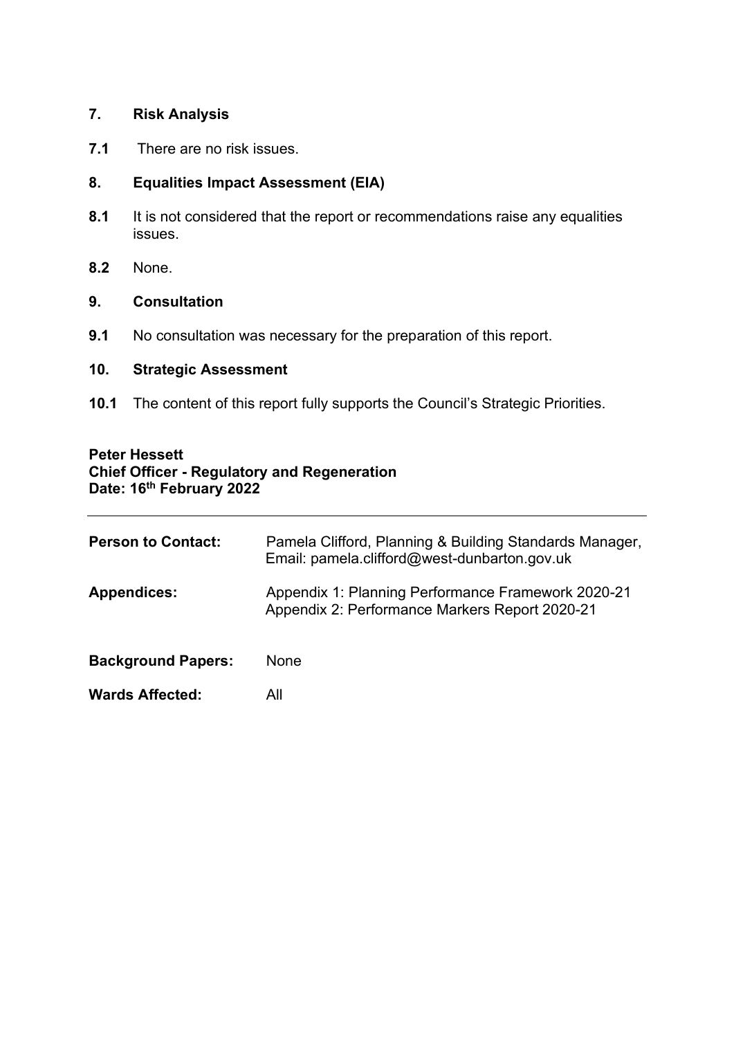## 7. Risk Analysis

**7.1** There are no risk issues.

## 8. Equalities Impact Assessment (EIA)

**8.1** It is not considered that the report or recommendations raise any equalities issues.

**8.2** None.

## 9. Consultation

**9.1** No consultation was necessary for the preparation of this report.

## 10. Strategic Assessment

**10.1** The content of this report fully supports the Council's Strategic Priorities.

**Peter Hessett**
**Chief Officer - Regulatory and Regeneration**
**Date: 16th February 2022**

---

| | |
|---|---|
| **Person to Contact:** | Pamela Clifford, Planning & Building Standards Manager, Email: pamela.clifford@west-dunbarton.gov.uk |
| **Appendices:** | Appendix 1: Planning Performance Framework 2020-21<br>Appendix 2: Performance Markers Report 2020-21 |
| **Background Papers:** | None |
| **Wards Affected:** | All |